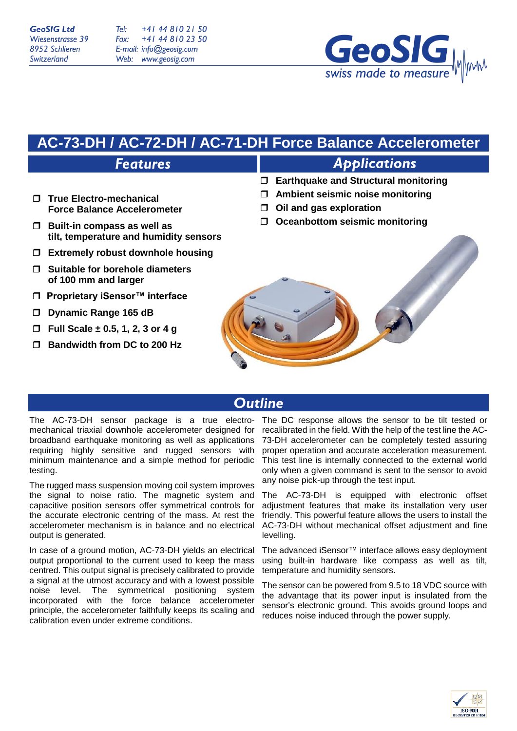GeoSIG Ltd
Wiesenstrasse 39
8952 Schlieren
Switzerland

Tel: +41 44 810 21 50
Fax: +41 44 810 23 50
E-mail: info@geosig.com
Web: www.geosig.com

# AC-73-DH / AC-72-DH / AC-71-DH Force Balance Accelerometer

## Features

- **True Electro-mechanical Force Balance Accelerometer**
- **Built-in compass as well as tilt, temperature and humidity sensors**
- **Extremely robust downhole housing**
- **Suitable for borehole diameters of 100 mm and larger**
- **Proprietary iSensor™ interface**
- **Dynamic Range 165 dB**
- **Full Scale ± 0.5, 1, 2, 3 or 4 g**
- **Bandwidth from DC to 200 Hz**

## Applications

- **Earthquake and Structural monitoring**
- **Ambient seismic noise monitoring**
- **Oil and gas exploration**
- **Oceanbottom seismic monitoring**

## Outline

The AC-73-DH sensor package is a true electro-mechanical triaxial downhole accelerometer designed for broadband earthquake monitoring as well as applications requiring highly sensitive and rugged sensors with minimum maintenance and a simple method for periodic testing.

The rugged mass suspension moving coil system improves the signal to noise ratio. The magnetic system and capacitive position sensors offer symmetrical controls for the accurate electronic centring of the mass. At rest the accelerometer mechanism is in balance and no electrical output is generated.

In case of a ground motion, AC-73-DH yields an electrical output proportional to the current used to keep the mass centred. This output signal is precisely calibrated to provide a signal at the utmost accuracy and with a lowest possible noise level. The symmetrical positioning system incorporated with the force balance accelerometer principle, the accelerometer faithfully keeps its scaling and calibration even under extreme conditions.

The DC response allows the sensor to be tilt tested or recalibrated in the field. With the help of the test line the AC-73-DH accelerometer can be completely tested assuring proper operation and accurate acceleration measurement. This test line is internally connected to the external world only when a given command is sent to the sensor to avoid any noise pick-up through the test input.

The AC-73-DH is equipped with electronic offset adjustment features that make its installation very user friendly. This powerful feature allows the users to install the AC-73-DH without mechanical offset adjustment and fine levelling.

The advanced iSensor™ interface allows easy deployment using built-in hardware like compass as well as tilt, temperature and humidity sensors.

The sensor can be powered from 9.5 to 18 VDC source with the advantage that its power input is insulated from the sensor's electronic ground. This avoids ground loops and reduces noise induced through the power supply.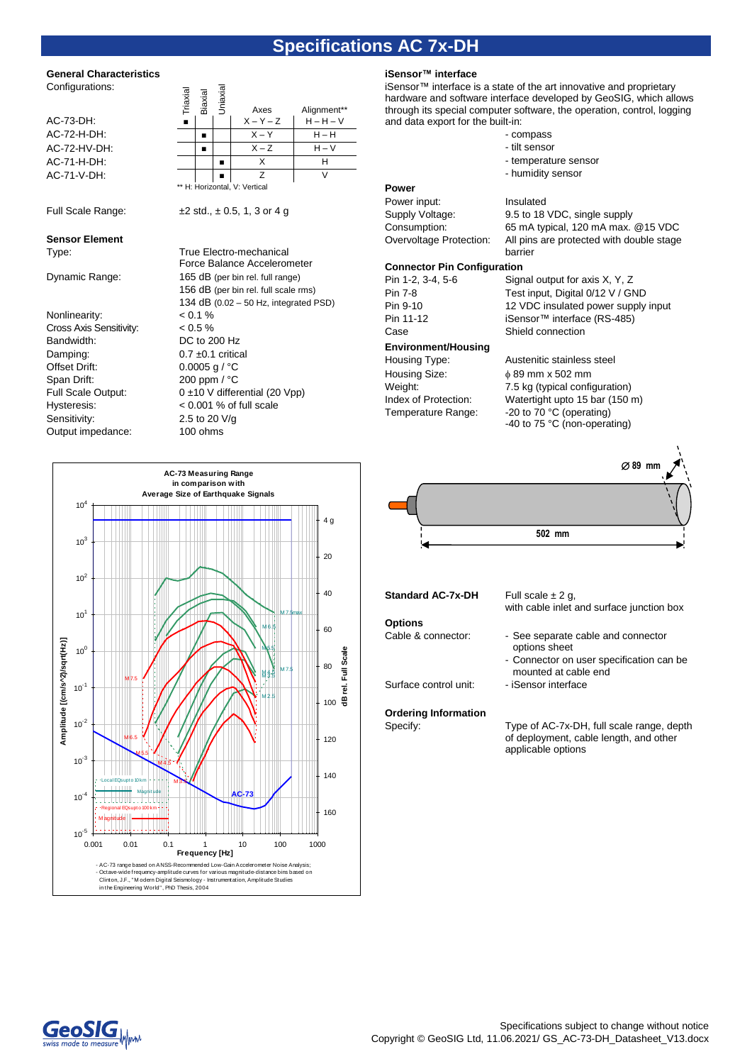# Specifications AC 7x-DH

## General Characteristics

Configurations:

| | Triaxial | Biaxial | Uniaxial | Axes | Alignment** |
|---|---|---|---|---|---|
| AC-73-DH: | ■ | | | X – Y – Z | H – H – V |
| AC-72-H-DH: | | ■ | | X – Y | H – H |
| AC-72-HV-DH: | | ■ | | X – Z | H – V |
| AC-71-H-DH: | | | ■ | X | H |
| AC-71-V-DH: | | | ■ | Z | V |

** H: Horizontal, V: Vertical

Full Scale Range: ±2 std., ± 0.5, 1, 3 or 4 g

### Sensor Element

| | |
|---|---|
| Type: | True Electro-mechanical Force Balance Accelerometer |
| Dynamic Range: | 165 dB (per bin rel. full range)<br>156 dB (per bin rel. full scale rms)<br>134 dB (0.02 – 50 Hz, integrated PSD) |
| Nonlinearity: | < 0.1 % |
| Cross Axis Sensitivity: | < 0.5 % |
| Bandwidth: | DC to 200 Hz |
| Damping: | 0.7 ±0.1 critical |
| Offset Drift: | 0.0005 g / °C |
| Span Drift: | 200 ppm / °C |
| Full Scale Output: | 0 ±10 V differential (20 Vpp) |
| Hysteresis: | < 0.001 % of full scale |
| Sensitivity: | 2.5 to 20 V/g |
| Output impedance: | 100 ohms |

AC-73 Measuring Range
in comparison with
Average Size of Earthquake Signals

Amplitude [(cm/s^2)/sqrt(Hz)]

Frequency [Hz]

dB rel. Full Scale

4 g, 20, 40, 60, 80, 100, 120, 140, 160

M7.5max, M6.5, M5.5, M4.5, M3.5, M2.5, M7.5, M6.5, M5.5, M4.5, M3.5

Local EQs up to 10 km Magnitude

Regional EQs up to 100 km Magnitude

AC-73

- AC-73 range based on ANSS-Recommended Low-Gain Accelerometer Noise Analysis;
- Octave-wide frequency-amplitude curves for various magnitude-distance bins based on Clinton, J.F., "Modern Digital Seismology - Instrumentation, Amplitude Studies in the Engineering World", PhD Thesis, 2004

## iSensor™ interface

iSensor™ interface is a state of the art innovative and proprietary hardware and software interface developed by GeoSIG, which allows through its special computer software, the operation, control, logging and data export for the built-in:

- compass
- tilt sensor
- temperature sensor
- humidity sensor

### Power

| | |
|---|---|
| Power input: | Insulated |
| Supply Voltage: | 9.5 to 18 VDC, single supply |
| Consumption: | 65 mA typical, 120 mA max. @15 VDC |
| Overvoltage Protection: | All pins are protected with double stage barrier |

### Connector Pin Configuration

| | |
|---|---|
| Pin 1-2, 3-4, 5-6 | Signal output for axis X, Y, Z |
| Pin 7-8 | Test input, Digital 0/12 V / GND |
| Pin 9-10 | 12 VDC insulated power supply input |
| Pin 11-12 | iSensor™ interface (RS-485) |
| Case | Shield connection |

### Environment/Housing

| | |
|---|---|
| Housing Type: | Austenitic stainless steel |
| Housing Size: | ϕ 89 mm x 502 mm |
| Weight: | 7.5 kg (typical configuration) |
| Index of Protection: | Watertight upto 15 bar (150 m) |
| Temperature Range: | -20 to 70 °C (operating)<br>-40 to 75 °C (non-operating) |

∅ 89 mm

502 mm

**Standard AC-7x-DH** Full scale ± 2 g, with cable inlet and surface junction box

### Options

Cable & connector:
- See separate cable and connector options sheet
- Connector on user specification can be mounted at cable end

Surface control unit:
- iSensor interface

### Ordering Information

Specify: Type of AC-7x-DH, full scale range, depth of deployment, cable length, and other applicable options

Specifications subject to change without notice
Copyright © GeoSIG Ltd, 11.06.2021/ GS_AC-73-DH_Datasheet_V13.docx